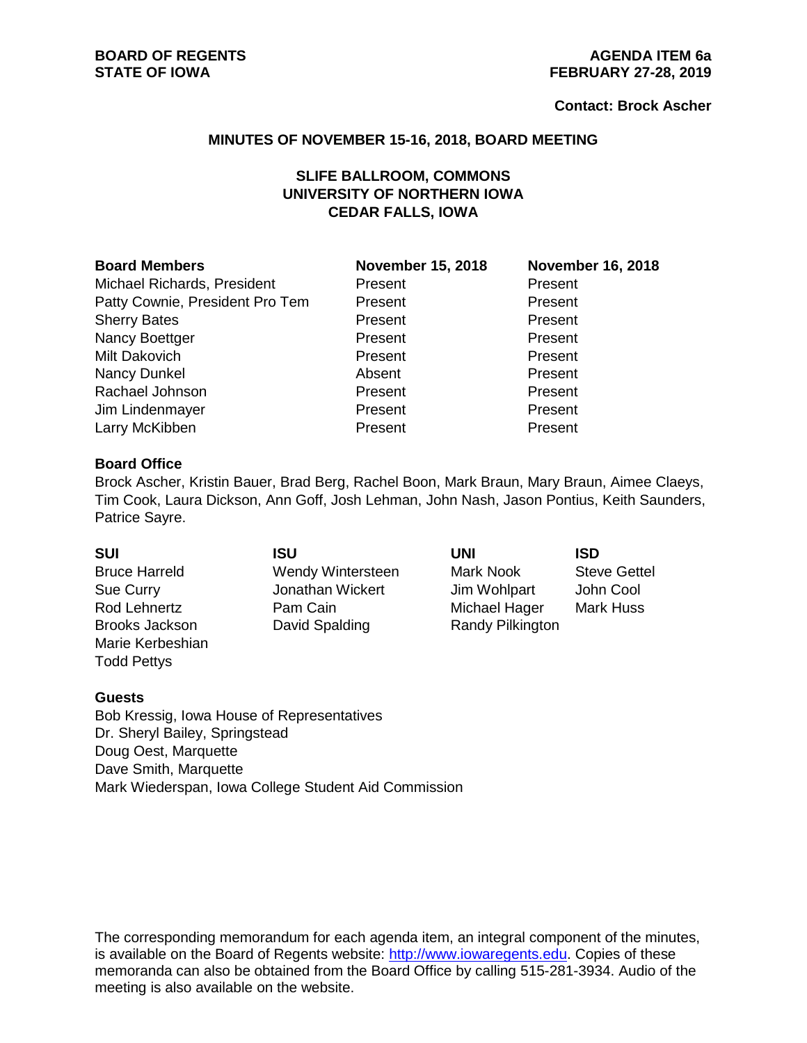**BOARD OF REGENTS**
**STATE OF IOWA**

**AGENDA ITEM 6a**
**FEBRUARY 27-28, 2019**

**Contact: Brock Ascher**

## MINUTES OF NOVEMBER 15-16, 2018, BOARD MEETING

### SLIFE BALLROOM, COMMONS
### UNIVERSITY OF NORTHERN IOWA
### CEDAR FALLS, IOWA

| Board Members | November 15, 2018 | November 16, 2018 |
|---|---|---|
| Michael Richards, President | Present | Present |
| Patty Cownie, President Pro Tem | Present | Present |
| Sherry Bates | Present | Present |
| Nancy Boettger | Present | Present |
| Milt Dakovich | Present | Present |
| Nancy Dunkel | Absent | Present |
| Rachael Johnson | Present | Present |
| Jim Lindenmayer | Present | Present |
| Larry McKibben | Present | Present |

**Board Office**
Brock Ascher, Kristin Bauer, Brad Berg, Rachel Boon, Mark Braun, Mary Braun, Aimee Claeys, Tim Cook, Laura Dickson, Ann Goff, Josh Lehman, John Nash, Jason Pontius, Keith Saunders, Patrice Sayre.

| SUI | ISU | UNI | ISD |
|---|---|---|---|
| Bruce Harreld | Wendy Wintersteen | Mark Nook | Steve Gettel |
| Sue Curry | Jonathan Wickert | Jim Wohlpart | John Cool |
| Rod Lehnertz | Pam Cain | Michael Hager | Mark Huss |
| Brooks Jackson | David Spalding | Randy Pilkington | |
| Marie Kerbeshian | | | |
| Todd Pettys | | | |

**Guests**
Bob Kressig, Iowa House of Representatives
Dr. Sheryl Bailey, Springstead
Doug Oest, Marquette
Dave Smith, Marquette
Mark Wiederspan, Iowa College Student Aid Commission

The corresponding memorandum for each agenda item, an integral component of the minutes, is available on the Board of Regents website: http://www.iowaregents.edu. Copies of these memoranda can also be obtained from the Board Office by calling 515-281-3934. Audio of the meeting is also available on the website.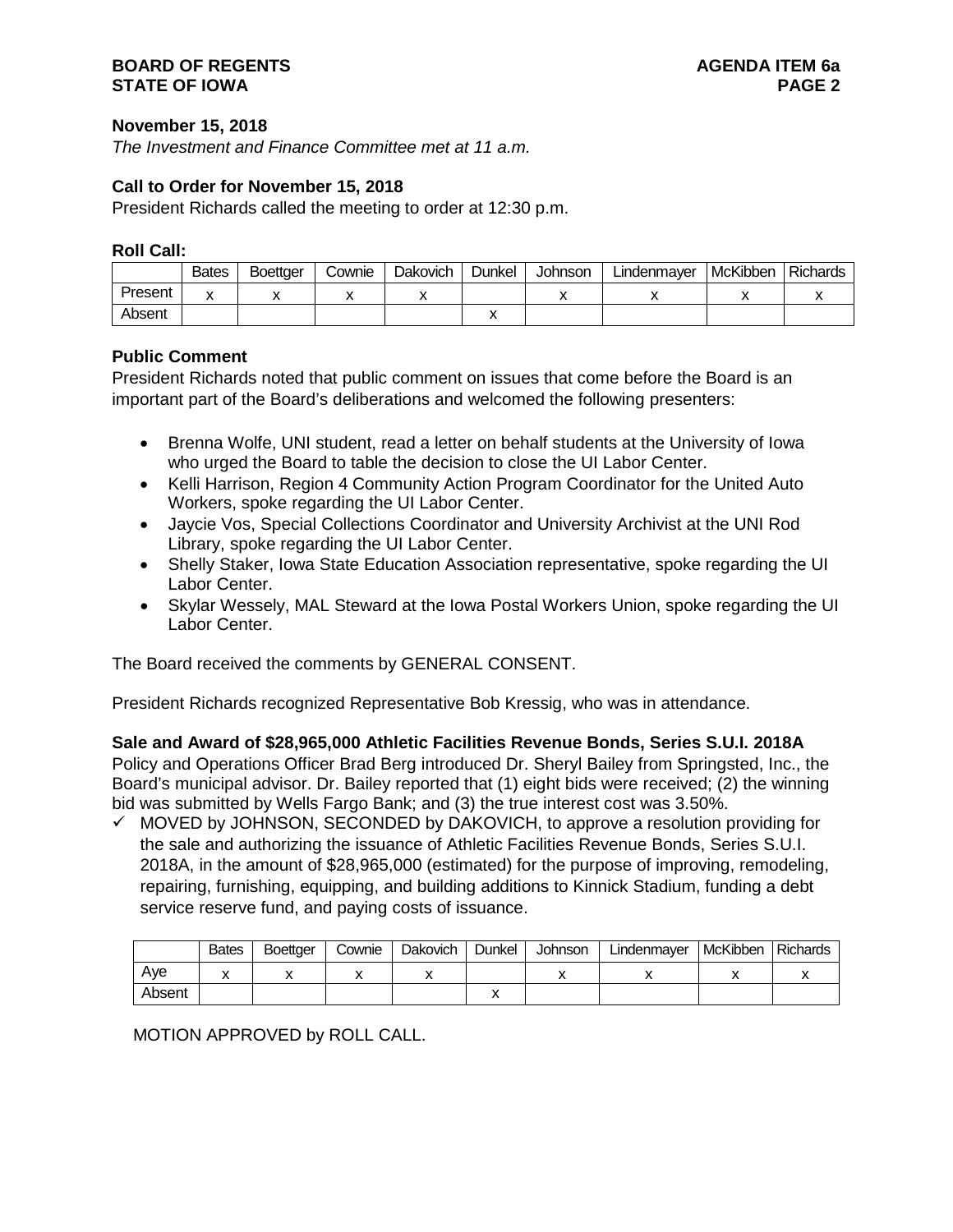**November 15, 2018**

*The Investment and Finance Committee met at 11 a.m.*

**Call to Order for November 15, 2018**

President Richards called the meeting to order at 12:30 p.m.

**Roll Call:**

| | Bates | Boettger | Cownie | Dakovich | Dunkel | Johnson | Lindenmayer | McKibben | Richards |
|---|---|---|---|---|---|---|---|---|---|
| Present | x | x | x | x | | x | x | x | x |
| Absent | | | | | x | | | | |

**Public Comment**

President Richards noted that public comment on issues that come before the Board is an important part of the Board's deliberations and welcomed the following presenters:

- Brenna Wolfe, UNI student, read a letter on behalf students at the University of Iowa who urged the Board to table the decision to close the UI Labor Center.
- Kelli Harrison, Region 4 Community Action Program Coordinator for the United Auto Workers, spoke regarding the UI Labor Center.
- Jaycie Vos, Special Collections Coordinator and University Archivist at the UNI Rod Library, spoke regarding the UI Labor Center.
- Shelly Staker, Iowa State Education Association representative, spoke regarding the UI Labor Center.
- Skylar Wessely, MAL Steward at the Iowa Postal Workers Union, spoke regarding the UI Labor Center.

The Board received the comments by GENERAL CONSENT.

President Richards recognized Representative Bob Kressig, who was in attendance.

**Sale and Award of $28,965,000 Athletic Facilities Revenue Bonds, Series S.U.I. 2018A**

Policy and Operations Officer Brad Berg introduced Dr. Sheryl Bailey from Springsted, Inc., the Board's municipal advisor. Dr. Bailey reported that (1) eight bids were received; (2) the winning bid was submitted by Wells Fargo Bank; and (3) the true interest cost was 3.50%.

✓ MOVED by JOHNSON, SECONDED by DAKOVICH, to approve a resolution providing for the sale and authorizing the issuance of Athletic Facilities Revenue Bonds, Series S.U.I. 2018A, in the amount of $28,965,000 (estimated) for the purpose of improving, remodeling, repairing, furnishing, equipping, and building additions to Kinnick Stadium, funding a debt service reserve fund, and paying costs of issuance.

| | Bates | Boettger | Cownie | Dakovich | Dunkel | Johnson | Lindenmayer | McKibben | Richards |
|---|---|---|---|---|---|---|---|---|---|
| Aye | x | x | x | x | | x | x | x | x |
| Absent | | | | | x | | | | |

MOTION APPROVED by ROLL CALL.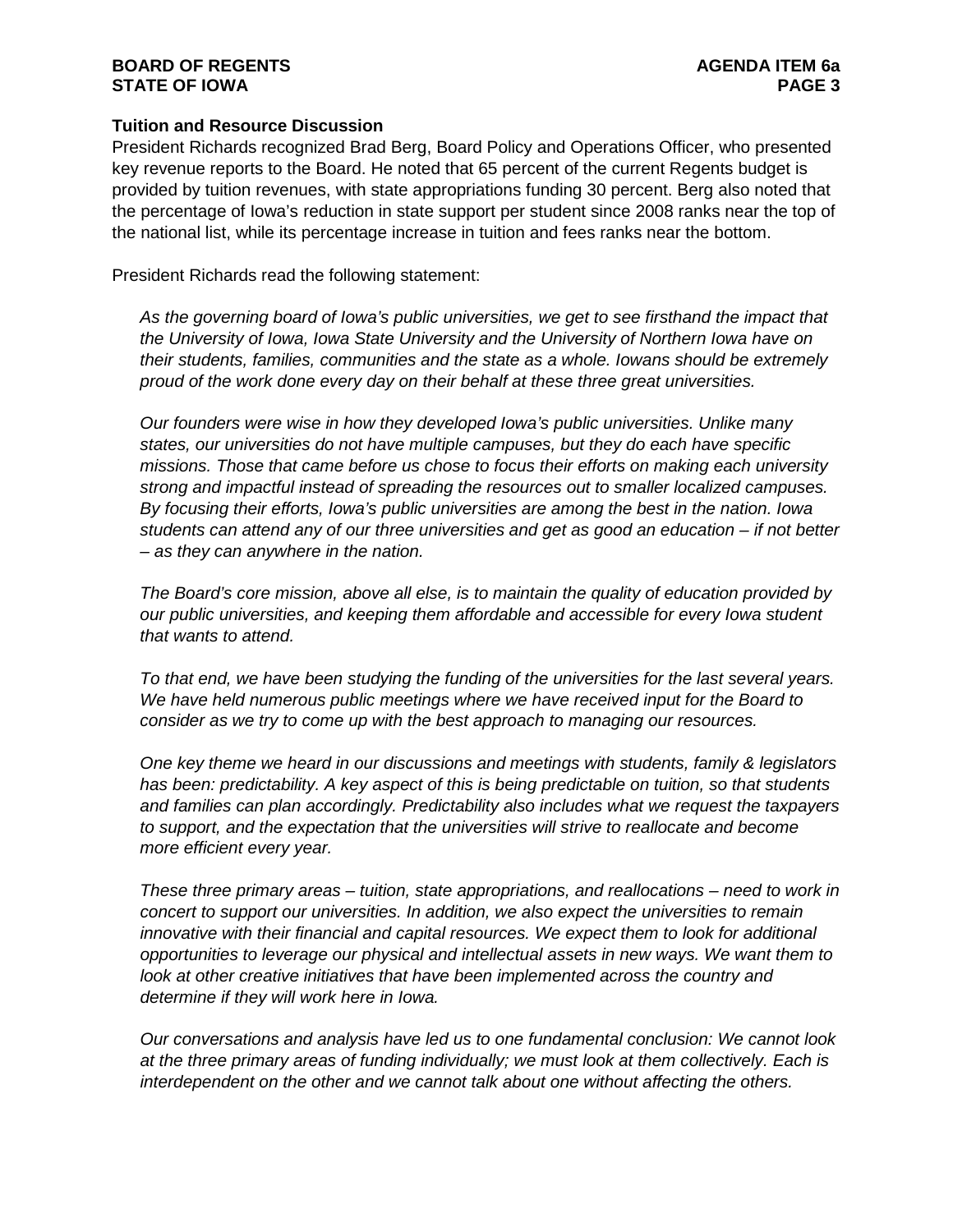**Tuition and Resource Discussion**

President Richards recognized Brad Berg, Board Policy and Operations Officer, who presented key revenue reports to the Board. He noted that 65 percent of the current Regents budget is provided by tuition revenues, with state appropriations funding 30 percent. Berg also noted that the percentage of Iowa's reduction in state support per student since 2008 ranks near the top of the national list, while its percentage increase in tuition and fees ranks near the bottom.

President Richards read the following statement:

> *As the governing board of Iowa's public universities, we get to see firsthand the impact that the University of Iowa, Iowa State University and the University of Northern Iowa have on their students, families, communities and the state as a whole. Iowans should be extremely proud of the work done every day on their behalf at these three great universities.*
>
> *Our founders were wise in how they developed Iowa's public universities. Unlike many states, our universities do not have multiple campuses, but they do each have specific missions. Those that came before us chose to focus their efforts on making each university strong and impactful instead of spreading the resources out to smaller localized campuses. By focusing their efforts, Iowa's public universities are among the best in the nation. Iowa students can attend any of our three universities and get as good an education – if not better – as they can anywhere in the nation.*
>
> *The Board's core mission, above all else, is to maintain the quality of education provided by our public universities, and keeping them affordable and accessible for every Iowa student that wants to attend.*
>
> *To that end, we have been studying the funding of the universities for the last several years. We have held numerous public meetings where we have received input for the Board to consider as we try to come up with the best approach to managing our resources.*
>
> *One key theme we heard in our discussions and meetings with students, family & legislators has been: predictability. A key aspect of this is being predictable on tuition, so that students and families can plan accordingly. Predictability also includes what we request the taxpayers to support, and the expectation that the universities will strive to reallocate and become more efficient every year.*
>
> *These three primary areas – tuition, state appropriations, and reallocations – need to work in concert to support our universities. In addition, we also expect the universities to remain innovative with their financial and capital resources. We expect them to look for additional opportunities to leverage our physical and intellectual assets in new ways. We want them to look at other creative initiatives that have been implemented across the country and determine if they will work here in Iowa.*
>
> *Our conversations and analysis have led us to one fundamental conclusion: We cannot look at the three primary areas of funding individually; we must look at them collectively. Each is interdependent on the other and we cannot talk about one without affecting the others.*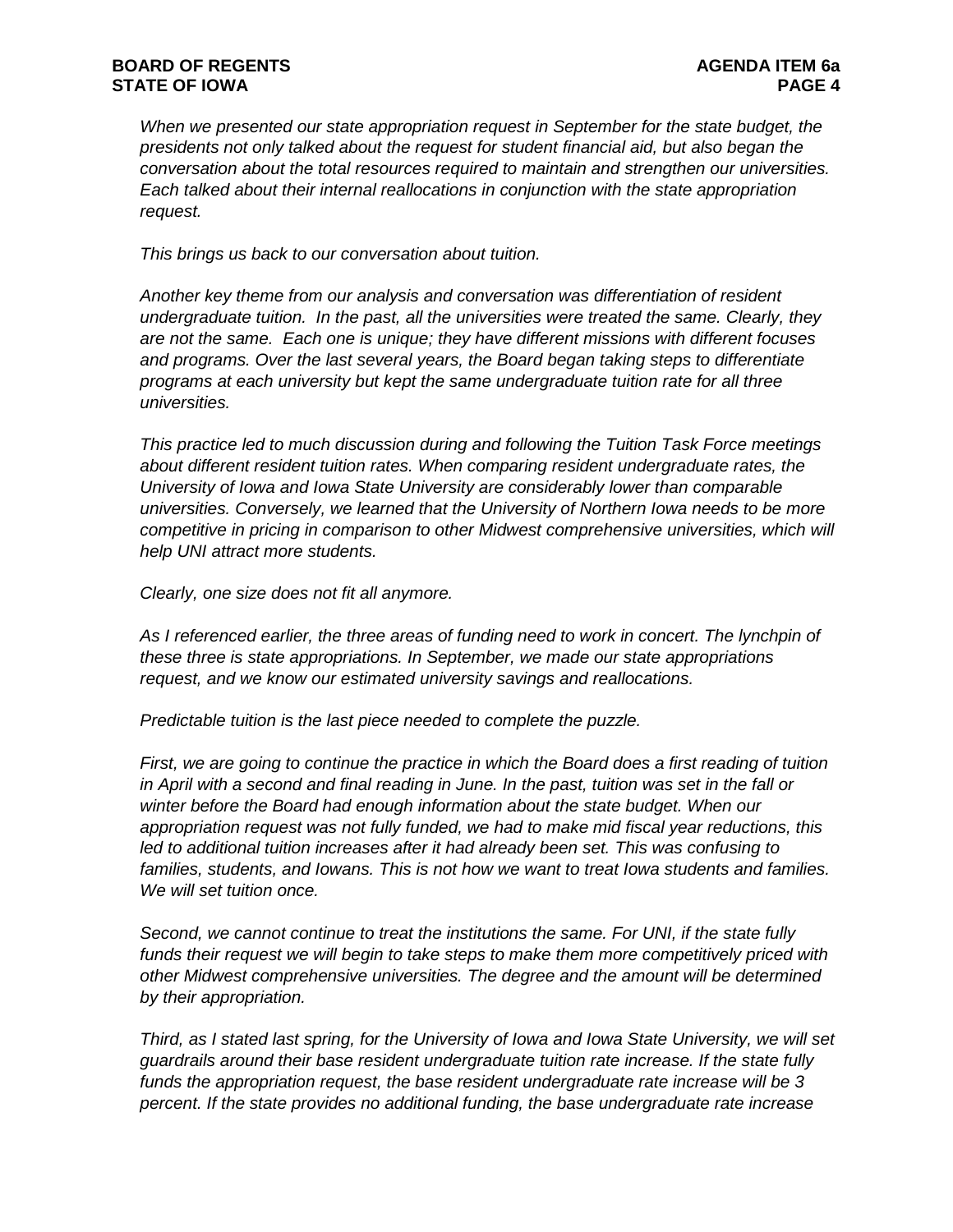*When we presented our state appropriation request in September for the state budget, the presidents not only talked about the request for student financial aid, but also began the conversation about the total resources required to maintain and strengthen our universities. Each talked about their internal reallocations in conjunction with the state appropriation request.*

*This brings us back to our conversation about tuition.*

*Another key theme from our analysis and conversation was differentiation of resident undergraduate tuition. In the past, all the universities were treated the same. Clearly, they are not the same. Each one is unique; they have different missions with different focuses and programs. Over the last several years, the Board began taking steps to differentiate programs at each university but kept the same undergraduate tuition rate for all three universities.*

*This practice led to much discussion during and following the Tuition Task Force meetings about different resident tuition rates. When comparing resident undergraduate rates, the University of Iowa and Iowa State University are considerably lower than comparable universities. Conversely, we learned that the University of Northern Iowa needs to be more competitive in pricing in comparison to other Midwest comprehensive universities, which will help UNI attract more students.*

*Clearly, one size does not fit all anymore.*

*As I referenced earlier, the three areas of funding need to work in concert. The lynchpin of these three is state appropriations. In September, we made our state appropriations request, and we know our estimated university savings and reallocations.*

*Predictable tuition is the last piece needed to complete the puzzle.*

*First, we are going to continue the practice in which the Board does a first reading of tuition in April with a second and final reading in June. In the past, tuition was set in the fall or winter before the Board had enough information about the state budget. When our appropriation request was not fully funded, we had to make mid fiscal year reductions, this led to additional tuition increases after it had already been set. This was confusing to families, students, and Iowans. This is not how we want to treat Iowa students and families. We will set tuition once.*

*Second, we cannot continue to treat the institutions the same. For UNI, if the state fully funds their request we will begin to take steps to make them more competitively priced with other Midwest comprehensive universities. The degree and the amount will be determined by their appropriation.*

*Third, as I stated last spring, for the University of Iowa and Iowa State University, we will set guardrails around their base resident undergraduate tuition rate increase. If the state fully funds the appropriation request, the base resident undergraduate rate increase will be 3 percent. If the state provides no additional funding, the base undergraduate rate increase*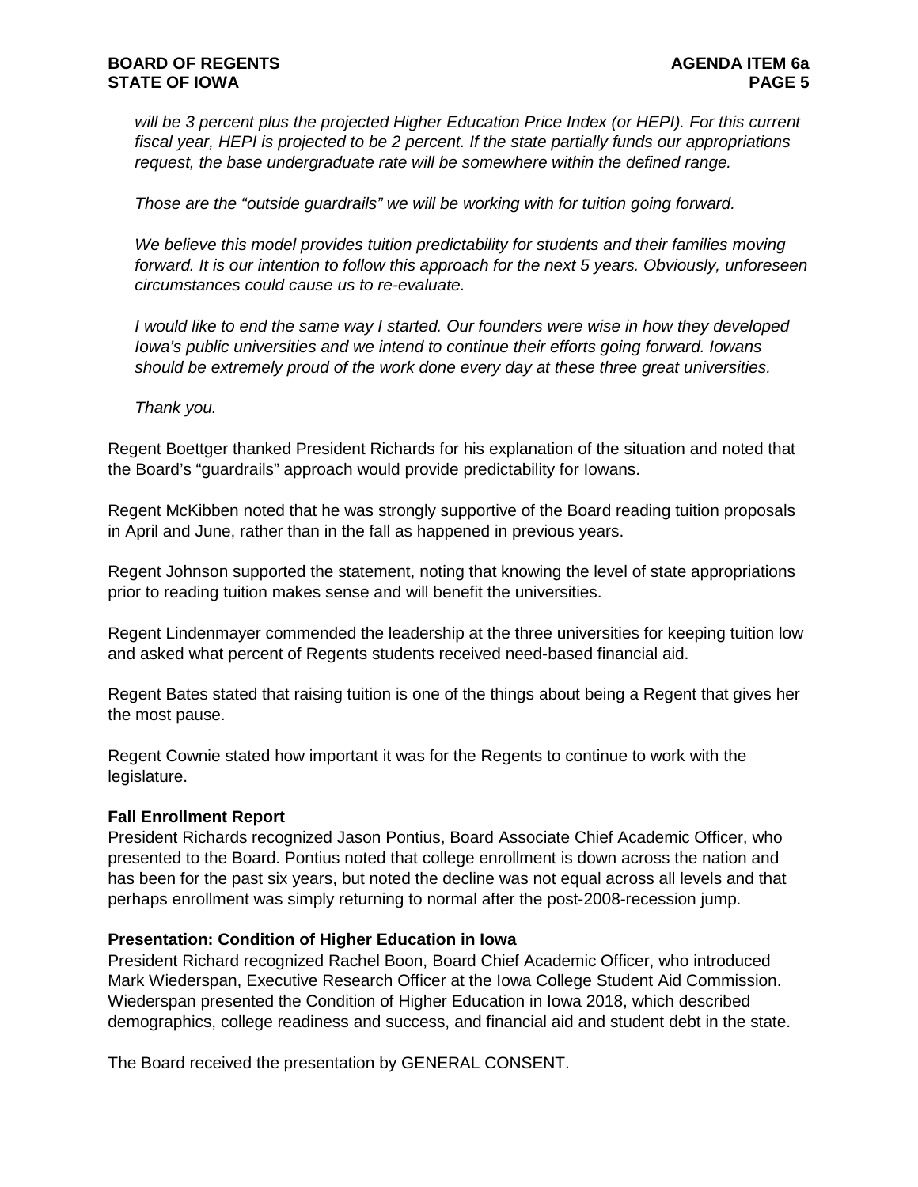*will be 3 percent plus the projected Higher Education Price Index (or HEPI). For this current fiscal year, HEPI is projected to be 2 percent. If the state partially funds our appropriations request, the base undergraduate rate will be somewhere within the defined range.*

*Those are the "outside guardrails" we will be working with for tuition going forward.*

*We believe this model provides tuition predictability for students and their families moving forward. It is our intention to follow this approach for the next 5 years. Obviously, unforeseen circumstances could cause us to re-evaluate.*

*I would like to end the same way I started. Our founders were wise in how they developed Iowa's public universities and we intend to continue their efforts going forward. Iowans should be extremely proud of the work done every day at these three great universities.*

*Thank you.*

Regent Boettger thanked President Richards for his explanation of the situation and noted that the Board's "guardrails" approach would provide predictability for Iowans.

Regent McKibben noted that he was strongly supportive of the Board reading tuition proposals in April and June, rather than in the fall as happened in previous years.

Regent Johnson supported the statement, noting that knowing the level of state appropriations prior to reading tuition makes sense and will benefit the universities.

Regent Lindenmayer commended the leadership at the three universities for keeping tuition low and asked what percent of Regents students received need-based financial aid.

Regent Bates stated that raising tuition is one of the things about being a Regent that gives her the most pause.

Regent Cownie stated how important it was for the Regents to continue to work with the legislature.

**Fall Enrollment Report**
President Richards recognized Jason Pontius, Board Associate Chief Academic Officer, who presented to the Board. Pontius noted that college enrollment is down across the nation and has been for the past six years, but noted the decline was not equal across all levels and that perhaps enrollment was simply returning to normal after the post-2008-recession jump.

**Presentation: Condition of Higher Education in Iowa**
President Richard recognized Rachel Boon, Board Chief Academic Officer, who introduced Mark Wiederspan, Executive Research Officer at the Iowa College Student Aid Commission. Wiederspan presented the Condition of Higher Education in Iowa 2018, which described demographics, college readiness and success, and financial aid and student debt in the state.

The Board received the presentation by GENERAL CONSENT.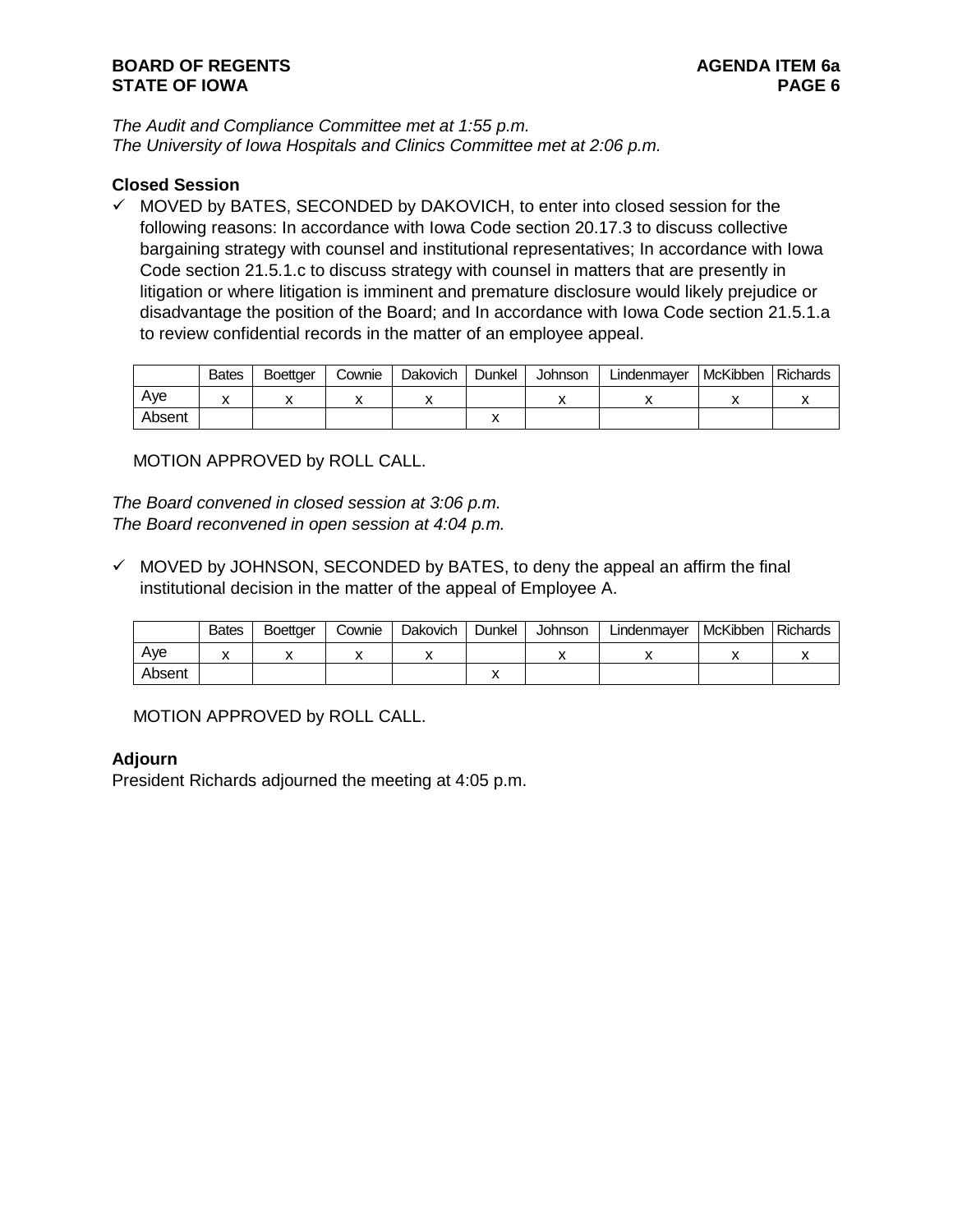*The Audit and Compliance Committee met at 1:55 p.m.*
*The University of Iowa Hospitals and Clinics Committee met at 2:06 p.m.*

**Closed Session**

✓ MOVED by BATES, SECONDED by DAKOVICH, to enter into closed session for the following reasons: In accordance with Iowa Code section 20.17.3 to discuss collective bargaining strategy with counsel and institutional representatives; In accordance with Iowa Code section 21.5.1.c to discuss strategy with counsel in matters that are presently in litigation or where litigation is imminent and premature disclosure would likely prejudice or disadvantage the position of the Board; and In accordance with Iowa Code section 21.5.1.a to review confidential records in the matter of an employee appeal.

| | Bates | Boettger | Cownie | Dakovich | Dunkel | Johnson | Lindenmayer | McKibben | Richards |
|---|---|---|---|---|---|---|---|---|---|
| Aye | x | x | x | x | | x | x | x | x |
| Absent | | | | | x | | | | |

MOTION APPROVED by ROLL CALL.

*The Board convened in closed session at 3:06 p.m.*
*The Board reconvened in open session at 4:04 p.m.*

✓ MOVED by JOHNSON, SECONDED by BATES, to deny the appeal an affirm the final institutional decision in the matter of the appeal of Employee A.

| | Bates | Boettger | Cownie | Dakovich | Dunkel | Johnson | Lindenmayer | McKibben | Richards |
|---|---|---|---|---|---|---|---|---|---|
| Aye | x | x | x | x | | x | x | x | x |
| Absent | | | | | x | | | | |

MOTION APPROVED by ROLL CALL.

**Adjourn**

President Richards adjourned the meeting at 4:05 p.m.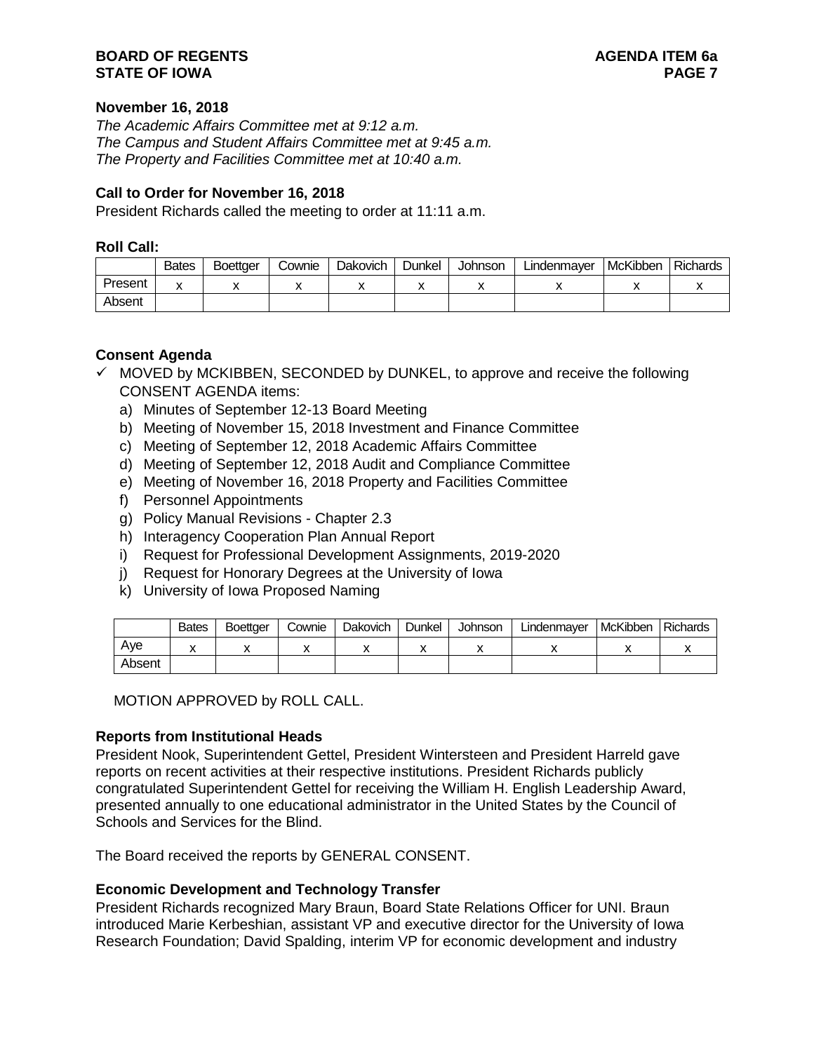**November 16, 2018**

*The Academic Affairs Committee met at 9:12 a.m.*
*The Campus and Student Affairs Committee met at 9:45 a.m.*
*The Property and Facilities Committee met at 10:40 a.m.*

**Call to Order for November 16, 2018**

President Richards called the meeting to order at 11:11 a.m.

**Roll Call:**

| | Bates | Boettger | Cownie | Dakovich | Dunkel | Johnson | Lindenmayer | McKibben | Richards |
|---|---|---|---|---|---|---|---|---|---|
| Present | x | x | x | x | x | x | x | x | x |
| Absent | | | | | | | | | |

**Consent Agenda**

✓ MOVED by MCKIBBEN, SECONDED by DUNKEL, to approve and receive the following CONSENT AGENDA items:

a) Minutes of September 12-13 Board Meeting
b) Meeting of November 15, 2018 Investment and Finance Committee
c) Meeting of September 12, 2018 Academic Affairs Committee
d) Meeting of September 12, 2018 Audit and Compliance Committee
e) Meeting of November 16, 2018 Property and Facilities Committee
f) Personnel Appointments
g) Policy Manual Revisions - Chapter 2.3
h) Interagency Cooperation Plan Annual Report
i) Request for Professional Development Assignments, 2019-2020
j) Request for Honorary Degrees at the University of Iowa
k) University of Iowa Proposed Naming

| | Bates | Boettger | Cownie | Dakovich | Dunkel | Johnson | Lindenmayer | McKibben | Richards |
|---|---|---|---|---|---|---|---|---|---|
| Aye | x | x | x | x | x | x | x | x | x |
| Absent | | | | | | | | | |

MOTION APPROVED by ROLL CALL.

**Reports from Institutional Heads**

President Nook, Superintendent Gettel, President Wintersteen and President Harreld gave reports on recent activities at their respective institutions. President Richards publicly congratulated Superintendent Gettel for receiving the William H. English Leadership Award, presented annually to one educational administrator in the United States by the Council of Schools and Services for the Blind.

The Board received the reports by GENERAL CONSENT.

**Economic Development and Technology Transfer**

President Richards recognized Mary Braun, Board State Relations Officer for UNI. Braun introduced Marie Kerbeshian, assistant VP and executive director for the University of Iowa Research Foundation; David Spalding, interim VP for economic development and industry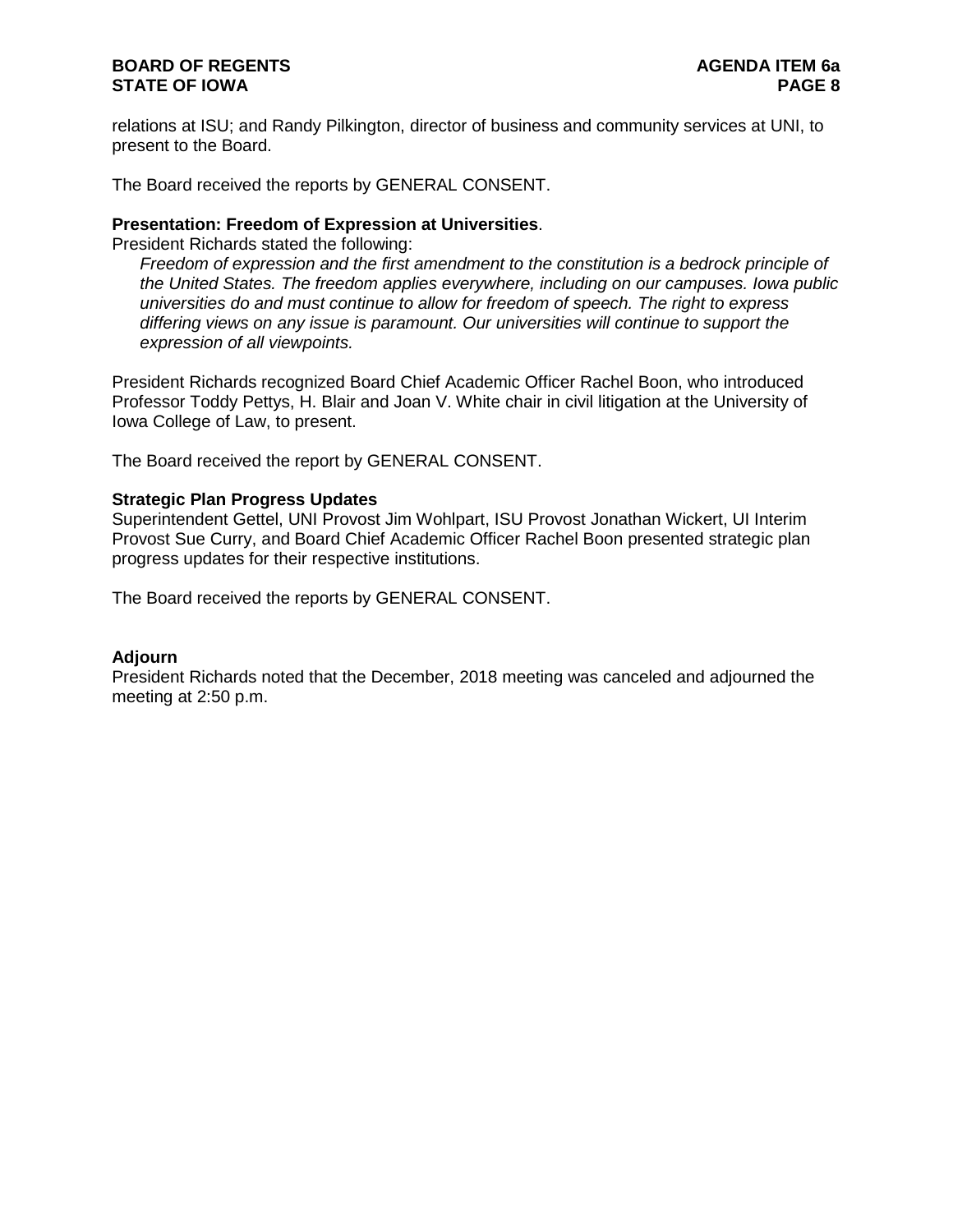relations at ISU; and Randy Pilkington, director of business and community services at UNI, to present to the Board.

The Board received the reports by GENERAL CONSENT.

**Presentation: Freedom of Expression at Universities**.
President Richards stated the following:

> *Freedom of expression and the first amendment to the constitution is a bedrock principle of the United States. The freedom applies everywhere, including on our campuses. Iowa public universities do and must continue to allow for freedom of speech. The right to express differing views on any issue is paramount. Our universities will continue to support the expression of all viewpoints.*

President Richards recognized Board Chief Academic Officer Rachel Boon, who introduced Professor Toddy Pettys, H. Blair and Joan V. White chair in civil litigation at the University of Iowa College of Law, to present.

The Board received the report by GENERAL CONSENT.

**Strategic Plan Progress Updates**
Superintendent Gettel, UNI Provost Jim Wohlpart, ISU Provost Jonathan Wickert, UI Interim Provost Sue Curry, and Board Chief Academic Officer Rachel Boon presented strategic plan progress updates for their respective institutions.

The Board received the reports by GENERAL CONSENT.

**Adjourn**
President Richards noted that the December, 2018 meeting was canceled and adjourned the meeting at 2:50 p.m.